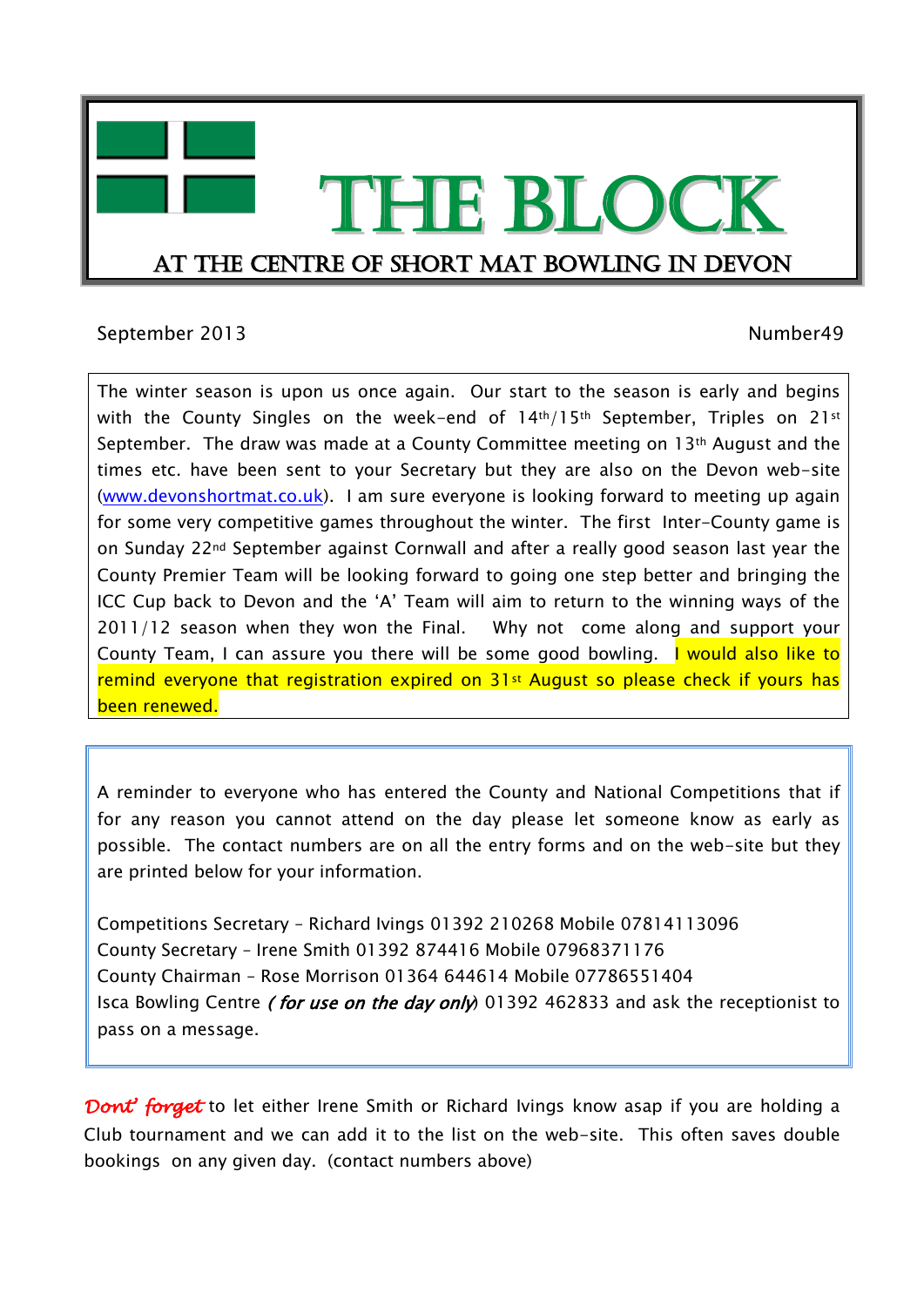# THE BLOCK

## AT THE CENTRE OF SHORT MAT BOWLING IN DEVON

September 2013 Number49

The winter season is upon us once again. Our start to the season is early and begins with the County Singles on the week-end of 14th/15th September, Triples on 21st September. The draw was made at a County Committee meeting on 13th August and the times etc. have been sent to your Secretary but they are also on the Devon web-site ([www.devonshortmat.co.uk](http://www.devonshortmat.co.uk)). I am sure everyone is looking forward to meeting up again for some very competitive games throughout the winter. The first Inter-County game is on Sunday 22nd September against Cornwall and after a really good season last year the County Premier Team will be looking forward to going one step better and bringing the ICC Cup back to Devon and the 'A' Team will aim to return to the winning ways of the 2011/12 season when they won the Final. Why not come along and support your County Team, I can assure you there will be some good bowling. I would also like to remind everyone that registration expired on 31st August so please check if yours has been renewed.

A reminder to everyone who has entered the County and National Competitions that if for any reason you cannot attend on the day please let someone know as early as possible. The contact numbers are on all the entry forms and on the web-site but they are printed below for your information.

Competitions Secretary – Richard Ivings 01392 210268 Mobile 07814113096
County Secretary – Irene Smith 01392 874416 Mobile 07968371176
County Chairman – Rose Morrison 01364 644614 Mobile 07786551404
Isca Bowling Centre *( for use on the day only)* 01392 462833 and ask the receptionist to pass on a message.

***Dont' forget*** to let either Irene Smith or Richard Ivings know asap if you are holding a Club tournament and we can add it to the list on the web-site. This often saves double bookings on any given day. (contact numbers above)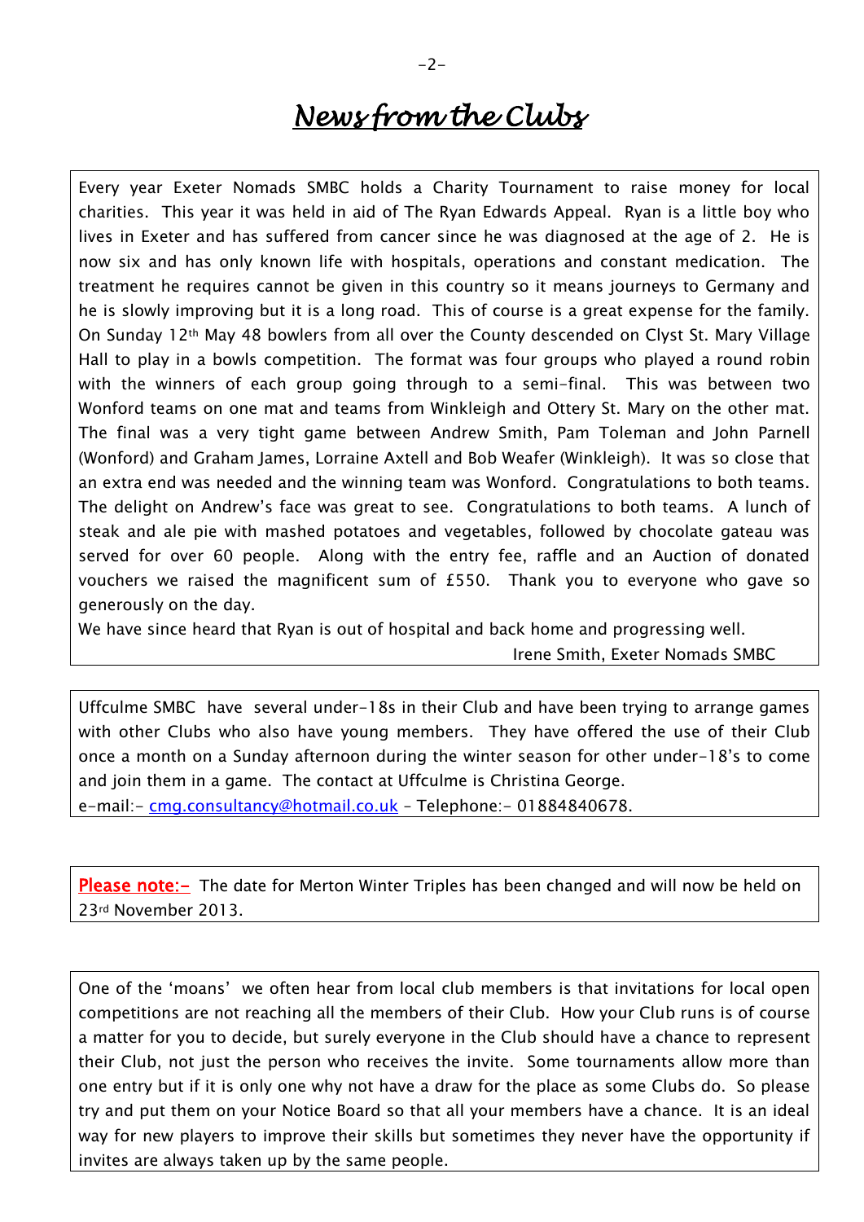# *News from the Clubs*

Every year Exeter Nomads SMBC holds a Charity Tournament to raise money for local charities. This year it was held in aid of The Ryan Edwards Appeal. Ryan is a little boy who lives in Exeter and has suffered from cancer since he was diagnosed at the age of 2. He is now six and has only known life with hospitals, operations and constant medication. The treatment he requires cannot be given in this country so it means journeys to Germany and he is slowly improving but it is a long road. This of course is a great expense for the family. On Sunday 12th May 48 bowlers from all over the County descended on Clyst St. Mary Village Hall to play in a bowls competition. The format was four groups who played a round robin with the winners of each group going through to a semi-final. This was between two Wonford teams on one mat and teams from Winkleigh and Ottery St. Mary on the other mat. The final was a very tight game between Andrew Smith, Pam Toleman and John Parnell (Wonford) and Graham James, Lorraine Axtell and Bob Weafer (Winkleigh). It was so close that an extra end was needed and the winning team was Wonford. Congratulations to both teams. The delight on Andrew's face was great to see. Congratulations to both teams. A lunch of steak and ale pie with mashed potatoes and vegetables, followed by chocolate gateau was served for over 60 people. Along with the entry fee, raffle and an Auction of donated vouchers we raised the magnificent sum of £550. Thank you to everyone who gave so generously on the day.

We have since heard that Ryan is out of hospital and back home and progressing well.

Irene Smith, Exeter Nomads SMBC

---

Uffculme SMBC have several under-18s in their Club and have been trying to arrange games with other Clubs who also have young members. They have offered the use of their Club once a month on a Sunday afternoon during the winter season for other under-18's to come and join them in a game. The contact at Uffculme is Christina George.

e-mail:- cmg.consultancy@hotmail.co.uk - Telephone:- 01884840678.

---

**Please note:-** The date for Merton Winter Triples has been changed and will now be held on 23rd November 2013.

---

One of the 'moans' we often hear from local club members is that invitations for local open competitions are not reaching all the members of their Club. How your Club runs is of course a matter for you to decide, but surely everyone in the Club should have a chance to represent their Club, not just the person who receives the invite. Some tournaments allow more than one entry but if it is only one why not have a draw for the place as some Clubs do. So please try and put them on your Notice Board so that all your members have a chance. It is an ideal way for new players to improve their skills but sometimes they never have the opportunity if invites are always taken up by the same people.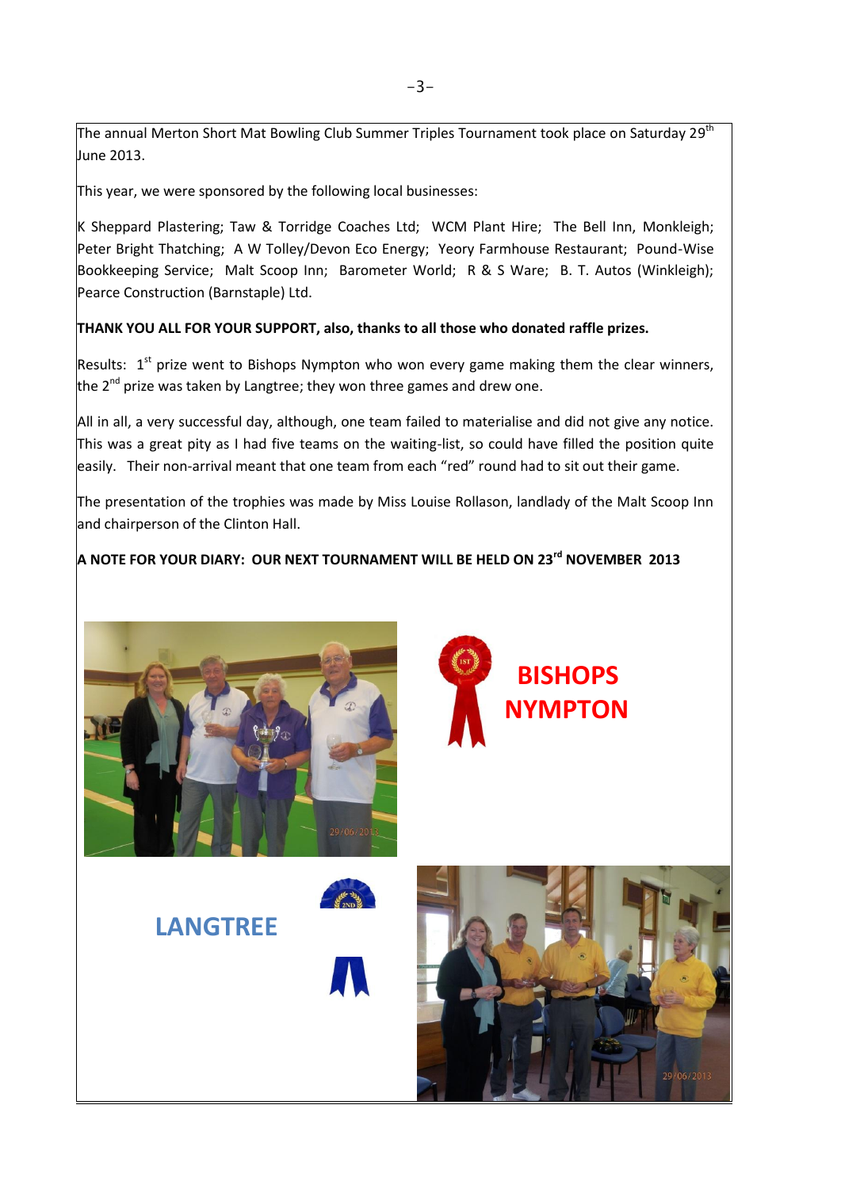The annual Merton Short Mat Bowling Club Summer Triples Tournament took place on Saturday 29th June 2013.

This year, we were sponsored by the following local businesses:

K Sheppard Plastering; Taw & Torridge Coaches Ltd; WCM Plant Hire; The Bell Inn, Monkleigh; Peter Bright Thatching; A W Tolley/Devon Eco Energy; Yeory Farmhouse Restaurant; Pound-Wise Bookkeeping Service; Malt Scoop Inn; Barometer World; R & S Ware; B. T. Autos (Winkleigh); Pearce Construction (Barnstaple) Ltd.

**THANK YOU ALL FOR YOUR SUPPORT, also, thanks to all those who donated raffle prizes.**

Results: 1st prize went to Bishops Nympton who won every game making them the clear winners, the 2nd prize was taken by Langtree; they won three games and drew one.

All in all, a very successful day, although, one team failed to materialise and did not give any notice. This was a great pity as I had five teams on the waiting-list, so could have filled the position quite easily. Their non-arrival meant that one team from each "red" round had to sit out their game.

The presentation of the trophies was made by Miss Louise Rollason, landlady of the Malt Scoop Inn and chairperson of the Clinton Hall.

**A NOTE FOR YOUR DIARY: OUR NEXT TOURNAMENT WILL BE HELD ON 23rd NOVEMBER 2013**

**BISHOPS NYMPTON**

**LANGTREE**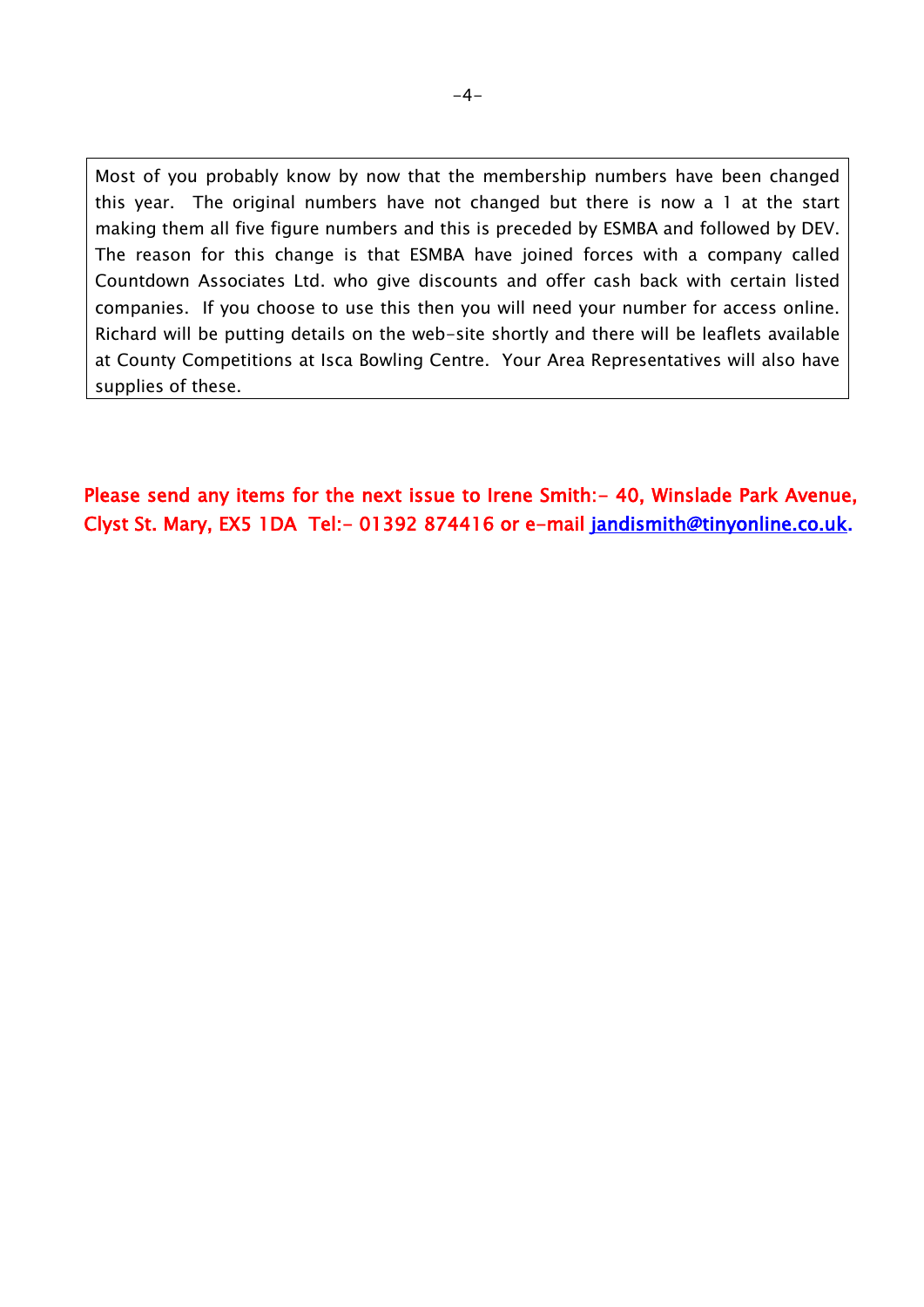Most of you probably know by now that the membership numbers have been changed this year. The original numbers have not changed but there is now a 1 at the start making them all five figure numbers and this is preceded by ESMBA and followed by DEV. The reason for this change is that ESMBA have joined forces with a company called Countdown Associates Ltd. who give discounts and offer cash back with certain listed companies. If you choose to use this then you will need your number for access online. Richard will be putting details on the web-site shortly and there will be leaflets available at County Competitions at Isca Bowling Centre. Your Area Representatives will also have supplies of these.

**Please send any items for the next issue to Irene Smith:- 40, Winslade Park Avenue, Clyst St. Mary, EX5 1DA Tel:- 01392 874416 or e-mail jandismith@tinyonline.co.uk.**